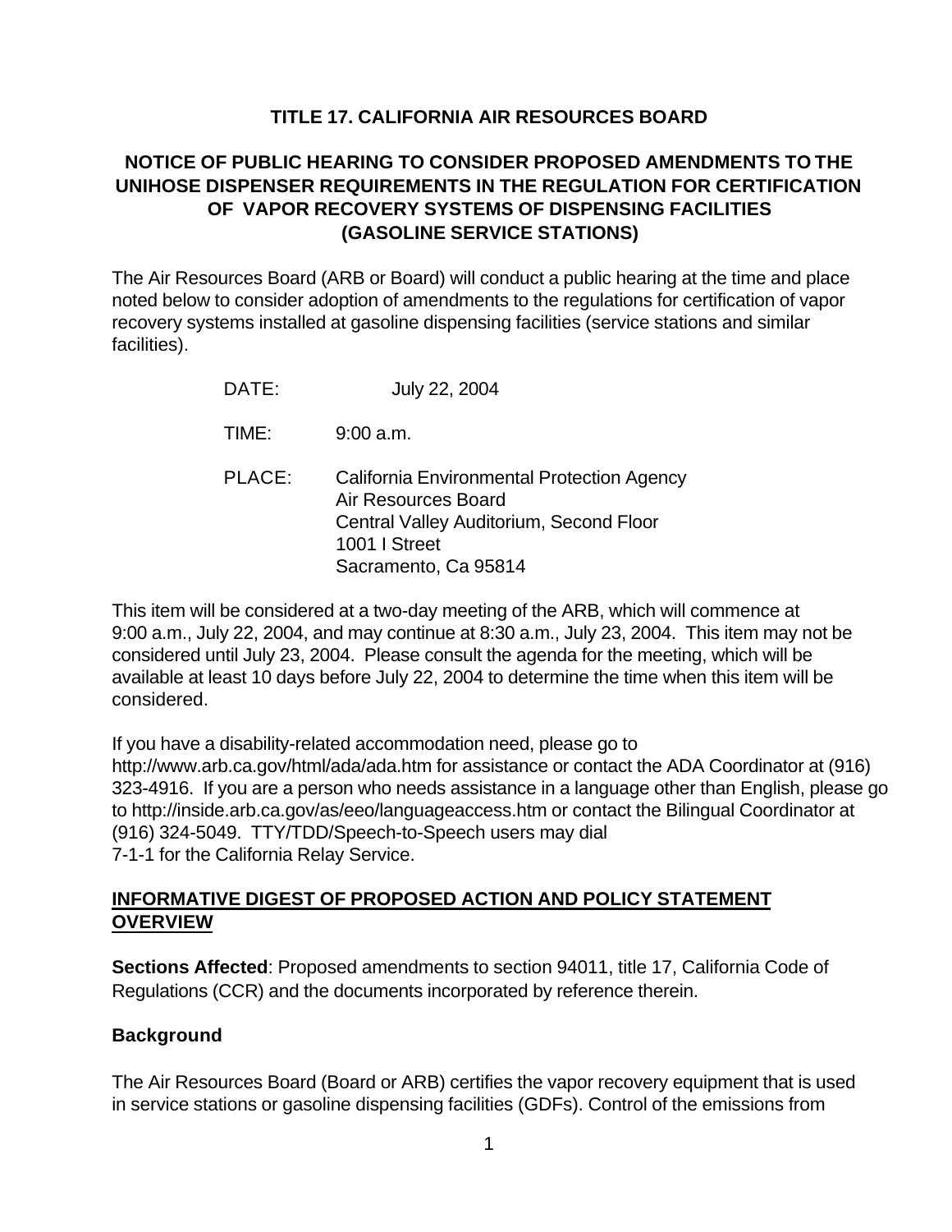# TITLE 17. CALIFORNIA AIR RESOURCES BOARD

## NOTICE OF PUBLIC HEARING TO CONSIDER PROPOSED AMENDMENTS TO THE UNIHOSE DISPENSER REQUIREMENTS IN THE REGULATION FOR CERTIFICATION OF VAPOR RECOVERY SYSTEMS OF DISPENSING FACILITIES (GASOLINE SERVICE STATIONS)

The Air Resources Board (ARB or Board) will conduct a public hearing at the time and place noted below to consider adoption of amendments to the regulations for certification of vapor recovery systems installed at gasoline dispensing facilities (service stations and similar facilities).

DATE: July 22, 2004

TIME: 9:00 a.m.

PLACE: California Environmental Protection Agency
Air Resources Board
Central Valley Auditorium, Second Floor
1001 I Street
Sacramento, Ca 95814

This item will be considered at a two-day meeting of the ARB, which will commence at 9:00 a.m., July 22, 2004, and may continue at 8:30 a.m., July 23, 2004. This item may not be considered until July 23, 2004. Please consult the agenda for the meeting, which will be available at least 10 days before July 22, 2004 to determine the time when this item will be considered.

If you have a disability-related accommodation need, please go to http://www.arb.ca.gov/html/ada/ada.htm for assistance or contact the ADA Coordinator at (916) 323-4916. If you are a person who needs assistance in a language other than English, please go to http://inside.arb.ca.gov/as/eeo/languageaccess.htm or contact the Bilingual Coordinator at (916) 324-5049. TTY/TDD/Speech-to-Speech users may dial 7-1-1 for the California Relay Service.

## INFORMATIVE DIGEST OF PROPOSED ACTION AND POLICY STATEMENT OVERVIEW

**Sections Affected**: Proposed amendments to section 94011, title 17, California Code of Regulations (CCR) and the documents incorporated by reference therein.

### Background

The Air Resources Board (Board or ARB) certifies the vapor recovery equipment that is used in service stations or gasoline dispensing facilities (GDFs). Control of the emissions from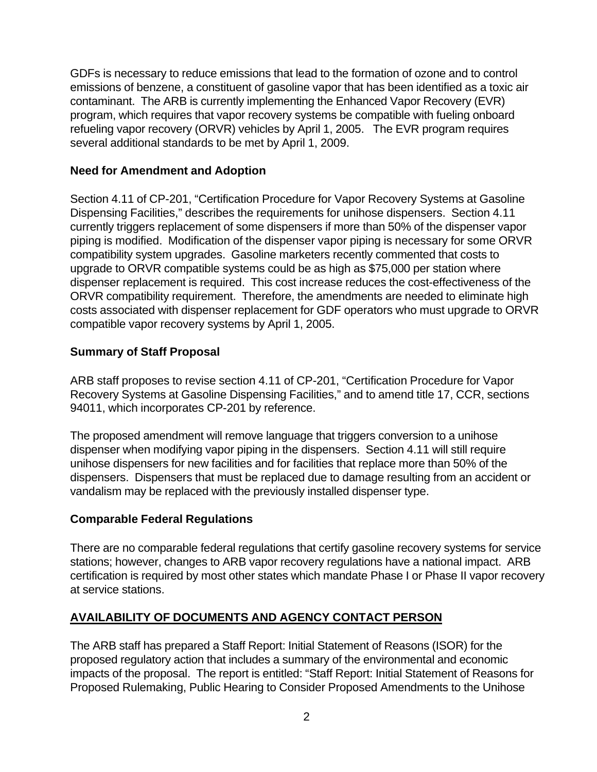GDFs is necessary to reduce emissions that lead to the formation of ozone and to control emissions of benzene, a constituent of gasoline vapor that has been identified as a toxic air contaminant. The ARB is currently implementing the Enhanced Vapor Recovery (EVR) program, which requires that vapor recovery systems be compatible with fueling onboard refueling vapor recovery (ORVR) vehicles by April 1, 2005. The EVR program requires several additional standards to be met by April 1, 2009.

**Need for Amendment and Adoption**

Section 4.11 of CP-201, "Certification Procedure for Vapor Recovery Systems at Gasoline Dispensing Facilities," describes the requirements for unihose dispensers. Section 4.11 currently triggers replacement of some dispensers if more than 50% of the dispenser vapor piping is modified. Modification of the dispenser vapor piping is necessary for some ORVR compatibility system upgrades. Gasoline marketers recently commented that costs to upgrade to ORVR compatible systems could be as high as $75,000 per station where dispenser replacement is required. This cost increase reduces the cost-effectiveness of the ORVR compatibility requirement. Therefore, the amendments are needed to eliminate high costs associated with dispenser replacement for GDF operators who must upgrade to ORVR compatible vapor recovery systems by April 1, 2005.

**Summary of Staff Proposal**

ARB staff proposes to revise section 4.11 of CP-201, "Certification Procedure for Vapor Recovery Systems at Gasoline Dispensing Facilities," and to amend title 17, CCR, sections 94011, which incorporates CP-201 by reference.

The proposed amendment will remove language that triggers conversion to a unihose dispenser when modifying vapor piping in the dispensers. Section 4.11 will still require unihose dispensers for new facilities and for facilities that replace more than 50% of the dispensers. Dispensers that must be replaced due to damage resulting from an accident or vandalism may be replaced with the previously installed dispenser type.

**Comparable Federal Regulations**

There are no comparable federal regulations that certify gasoline recovery systems for service stations; however, changes to ARB vapor recovery regulations have a national impact. ARB certification is required by most other states which mandate Phase I or Phase II vapor recovery at service stations.

**<u>AVAILABILITY OF DOCUMENTS AND AGENCY CONTACT PERSON</u>**

The ARB staff has prepared a Staff Report: Initial Statement of Reasons (ISOR) for the proposed regulatory action that includes a summary of the environmental and economic impacts of the proposal. The report is entitled: "Staff Report: Initial Statement of Reasons for Proposed Rulemaking, Public Hearing to Consider Proposed Amendments to the Unihose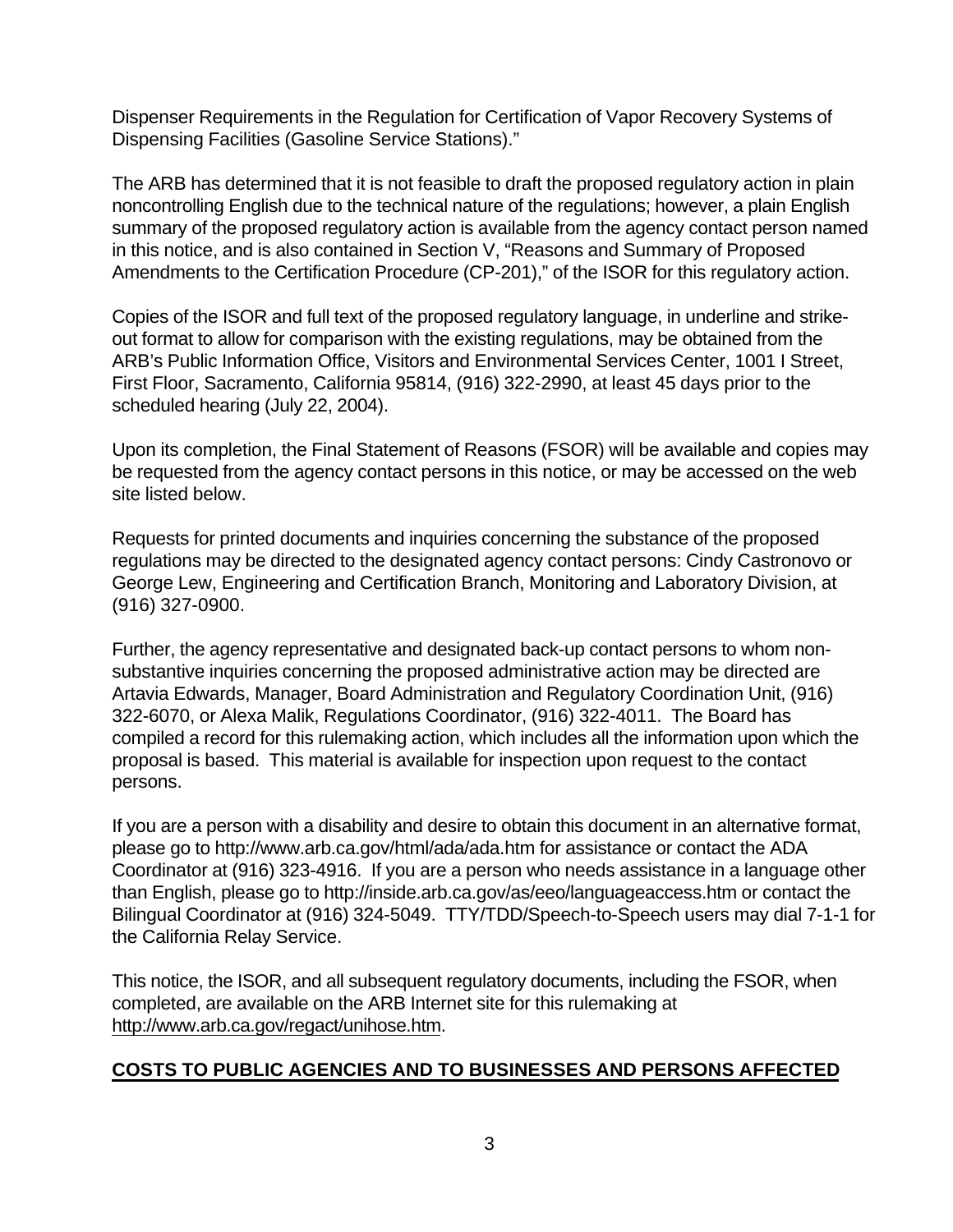Dispenser Requirements in the Regulation for Certification of Vapor Recovery Systems of Dispensing Facilities (Gasoline Service Stations)."

The ARB has determined that it is not feasible to draft the proposed regulatory action in plain noncontrolling English due to the technical nature of the regulations; however, a plain English summary of the proposed regulatory action is available from the agency contact person named in this notice, and is also contained in Section V, "Reasons and Summary of Proposed Amendments to the Certification Procedure (CP-201)," of the ISOR for this regulatory action.

Copies of the ISOR and full text of the proposed regulatory language, in underline and strike-out format to allow for comparison with the existing regulations, may be obtained from the ARB's Public Information Office, Visitors and Environmental Services Center, 1001 I Street, First Floor, Sacramento, California 95814, (916) 322-2990, at least 45 days prior to the scheduled hearing (July 22, 2004).

Upon its completion, the Final Statement of Reasons (FSOR) will be available and copies may be requested from the agency contact persons in this notice, or may be accessed on the web site listed below.

Requests for printed documents and inquiries concerning the substance of the proposed regulations may be directed to the designated agency contact persons: Cindy Castronovo or George Lew, Engineering and Certification Branch, Monitoring and Laboratory Division, at (916) 327-0900.

Further, the agency representative and designated back-up contact persons to whom non-substantive inquiries concerning the proposed administrative action may be directed are Artavia Edwards, Manager, Board Administration and Regulatory Coordination Unit, (916) 322-6070, or Alexa Malik, Regulations Coordinator, (916) 322-4011. The Board has compiled a record for this rulemaking action, which includes all the information upon which the proposal is based. This material is available for inspection upon request to the contact persons.

If you are a person with a disability and desire to obtain this document in an alternative format, please go to http://www.arb.ca.gov/html/ada/ada.htm for assistance or contact the ADA Coordinator at (916) 323-4916. If you are a person who needs assistance in a language other than English, please go to http://inside.arb.ca.gov/as/eeo/languageaccess.htm or contact the Bilingual Coordinator at (916) 324-5049. TTY/TDD/Speech-to-Speech users may dial 7-1-1 for the California Relay Service.

This notice, the ISOR, and all subsequent regulatory documents, including the FSOR, when completed, are available on the ARB Internet site for this rulemaking at http://www.arb.ca.gov/regact/unihose.htm.

## COSTS TO PUBLIC AGENCIES AND TO BUSINESSES AND PERSONS AFFECTED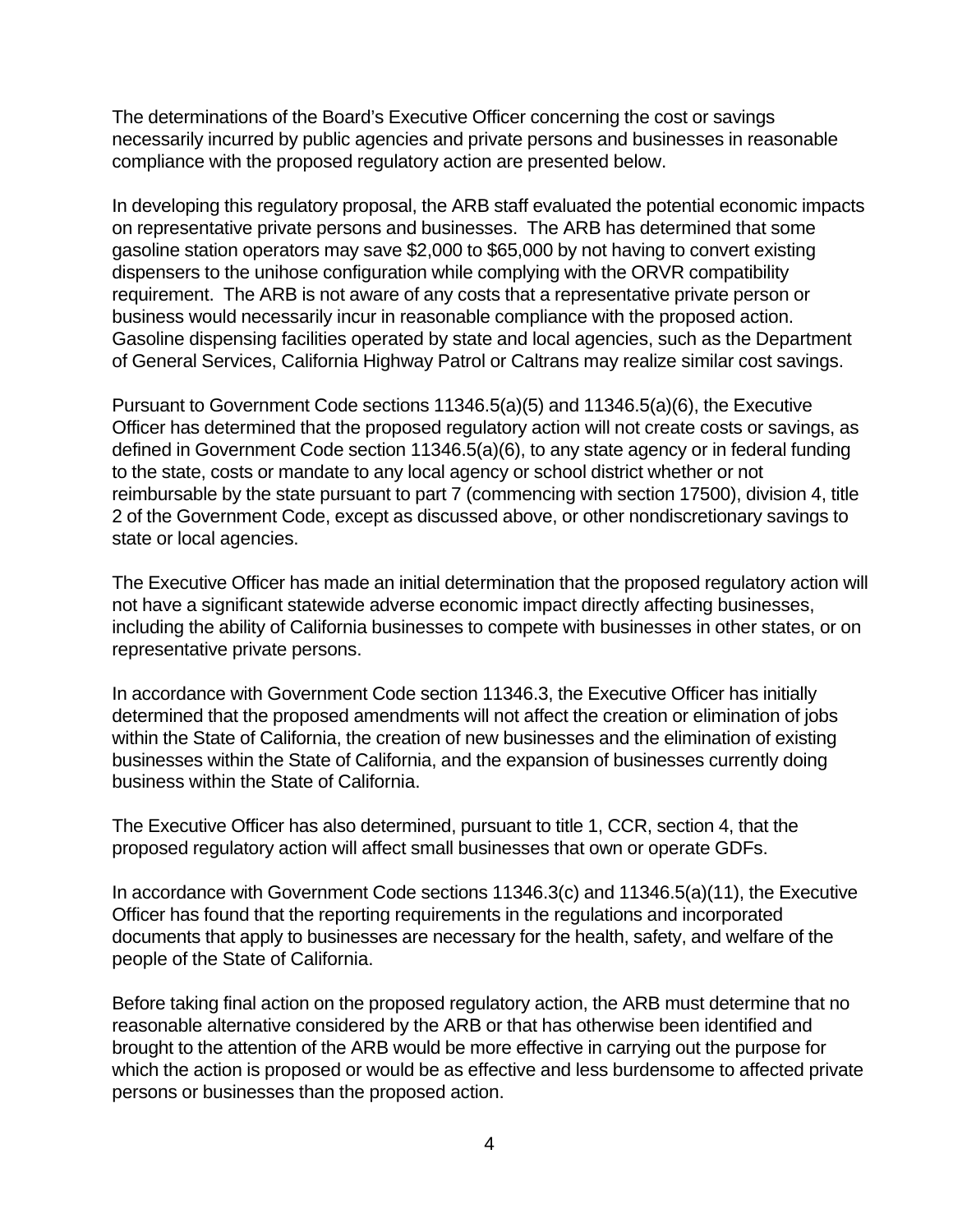The determinations of the Board's Executive Officer concerning the cost or savings necessarily incurred by public agencies and private persons and businesses in reasonable compliance with the proposed regulatory action are presented below.

In developing this regulatory proposal, the ARB staff evaluated the potential economic impacts on representative private persons and businesses. The ARB has determined that some gasoline station operators may save $2,000 to $65,000 by not having to convert existing dispensers to the unihose configuration while complying with the ORVR compatibility requirement. The ARB is not aware of any costs that a representative private person or business would necessarily incur in reasonable compliance with the proposed action. Gasoline dispensing facilities operated by state and local agencies, such as the Department of General Services, California Highway Patrol or Caltrans may realize similar cost savings.

Pursuant to Government Code sections 11346.5(a)(5) and 11346.5(a)(6), the Executive Officer has determined that the proposed regulatory action will not create costs or savings, as defined in Government Code section 11346.5(a)(6), to any state agency or in federal funding to the state, costs or mandate to any local agency or school district whether or not reimbursable by the state pursuant to part 7 (commencing with section 17500), division 4, title 2 of the Government Code, except as discussed above, or other nondiscretionary savings to state or local agencies.

The Executive Officer has made an initial determination that the proposed regulatory action will not have a significant statewide adverse economic impact directly affecting businesses, including the ability of California businesses to compete with businesses in other states, or on representative private persons.

In accordance with Government Code section 11346.3, the Executive Officer has initially determined that the proposed amendments will not affect the creation or elimination of jobs within the State of California, the creation of new businesses and the elimination of existing businesses within the State of California, and the expansion of businesses currently doing business within the State of California.

The Executive Officer has also determined, pursuant to title 1, CCR, section 4, that the proposed regulatory action will affect small businesses that own or operate GDFs.

In accordance with Government Code sections 11346.3(c) and 11346.5(a)(11), the Executive Officer has found that the reporting requirements in the regulations and incorporated documents that apply to businesses are necessary for the health, safety, and welfare of the people of the State of California.

Before taking final action on the proposed regulatory action, the ARB must determine that no reasonable alternative considered by the ARB or that has otherwise been identified and brought to the attention of the ARB would be more effective in carrying out the purpose for which the action is proposed or would be as effective and less burdensome to affected private persons or businesses than the proposed action.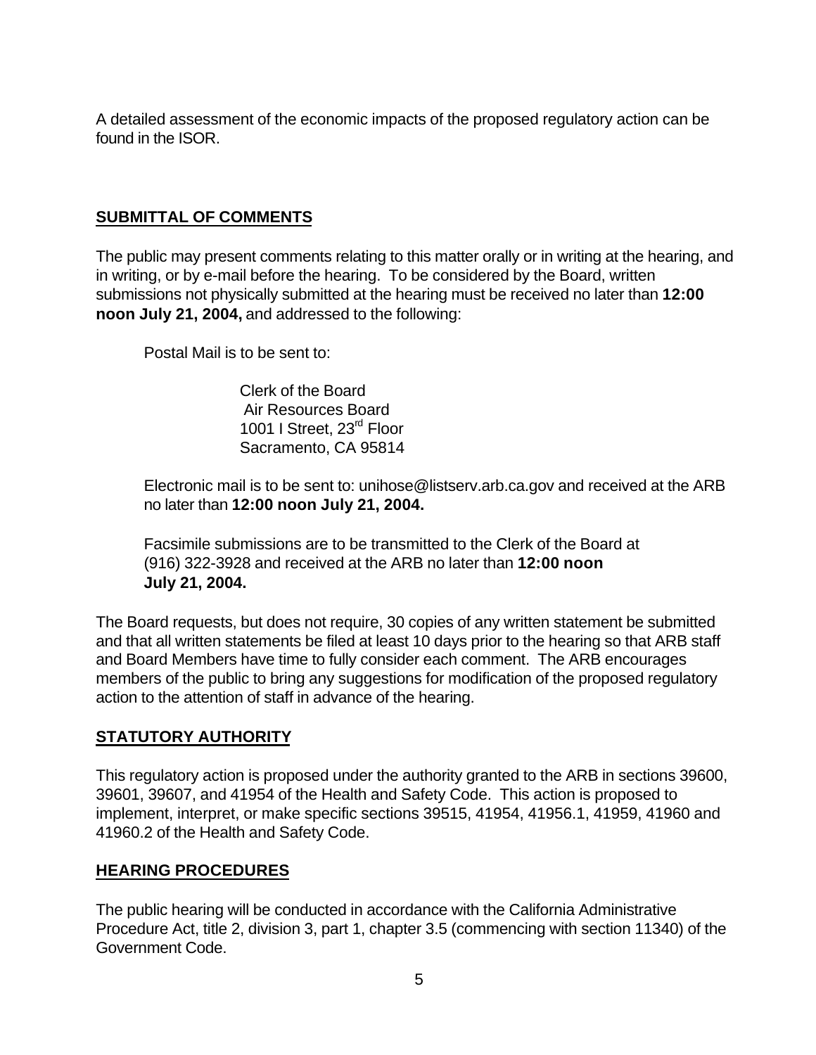A detailed assessment of the economic impacts of the proposed regulatory action can be found in the ISOR.

## SUBMITTAL OF COMMENTS

The public may present comments relating to this matter orally or in writing at the hearing, and in writing, or by e-mail before the hearing. To be considered by the Board, written submissions not physically submitted at the hearing must be received no later than **12:00 noon July 21, 2004,** and addressed to the following:

Postal Mail is to be sent to:

> Clerk of the Board
> Air Resources Board
> 1001 I Street, 23rd Floor
> Sacramento, CA 95814

Electronic mail is to be sent to: unihose@listserv.arb.ca.gov and received at the ARB no later than **12:00 noon July 21, 2004.**

Facsimile submissions are to be transmitted to the Clerk of the Board at (916) 322-3928 and received at the ARB no later than **12:00 noon July 21, 2004.**

The Board requests, but does not require, 30 copies of any written statement be submitted and that all written statements be filed at least 10 days prior to the hearing so that ARB staff and Board Members have time to fully consider each comment. The ARB encourages members of the public to bring any suggestions for modification of the proposed regulatory action to the attention of staff in advance of the hearing.

## STATUTORY AUTHORITY

This regulatory action is proposed under the authority granted to the ARB in sections 39600, 39601, 39607, and 41954 of the Health and Safety Code. This action is proposed to implement, interpret, or make specific sections 39515, 41954, 41956.1, 41959, 41960 and 41960.2 of the Health and Safety Code.

## HEARING PROCEDURES

The public hearing will be conducted in accordance with the California Administrative Procedure Act, title 2, division 3, part 1, chapter 3.5 (commencing with section 11340) of the Government Code.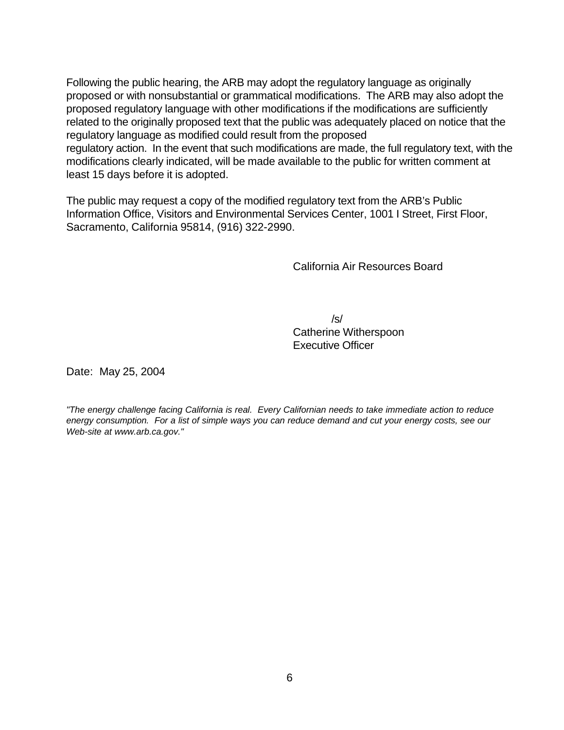Following the public hearing, the ARB may adopt the regulatory language as originally proposed or with nonsubstantial or grammatical modifications. The ARB may also adopt the proposed regulatory language with other modifications if the modifications are sufficiently related to the originally proposed text that the public was adequately placed on notice that the regulatory language as modified could result from the proposed regulatory action. In the event that such modifications are made, the full regulatory text, with the modifications clearly indicated, will be made available to the public for written comment at least 15 days before it is adopted.

The public may request a copy of the modified regulatory text from the ARB's Public Information Office, Visitors and Environmental Services Center, 1001 I Street, First Floor, Sacramento, California 95814, (916) 322-2990.

California Air Resources Board

/s/
Catherine Witherspoon
Executive Officer

Date: May 25, 2004

*"The energy challenge facing California is real. Every Californian needs to take immediate action to reduce energy consumption. For a list of simple ways you can reduce demand and cut your energy costs, see our Web-site at www.arb.ca.gov."*